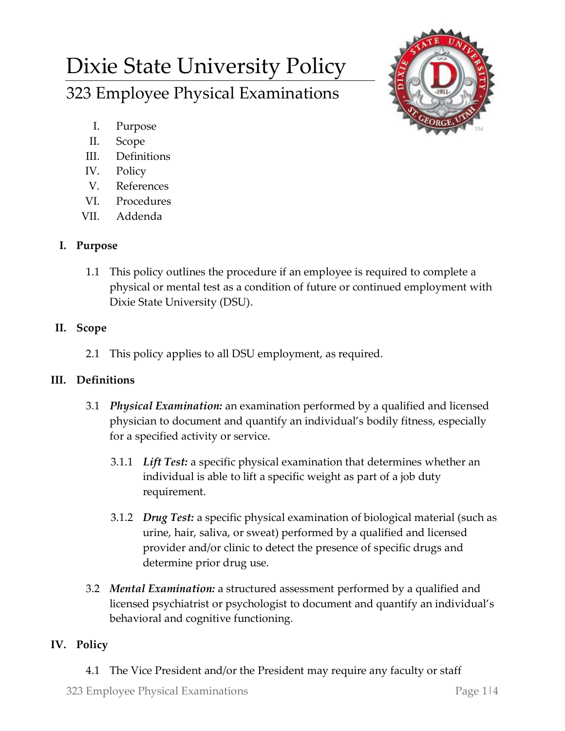# Dixie State University Policy

## 323 Employee Physical Examinations

I. Purpose
II. Scope
III. Definitions
IV. Policy
V. References
VI. Procedures
VII. Addenda

### I. Purpose

1.1 This policy outlines the procedure if an employee is required to complete a physical or mental test as a condition of future or continued employment with Dixie State University (DSU).

### II. Scope

2.1 This policy applies to all DSU employment, as required.

### III. Definitions

3.1 ***Physical Examination:*** an examination performed by a qualified and licensed physician to document and quantify an individual's bodily fitness, especially for a specified activity or service.

3.1.1 ***Lift Test:*** a specific physical examination that determines whether an individual is able to lift a specific weight as part of a job duty requirement.

3.1.2 ***Drug Test:*** a specific physical examination of biological material (such as urine, hair, saliva, or sweat) performed by a qualified and licensed provider and/or clinic to detect the presence of specific drugs and determine prior drug use.

3.2 ***Mental Examination:*** a structured assessment performed by a qualified and licensed psychiatrist or psychologist to document and quantify an individual's behavioral and cognitive functioning.

### IV. Policy

4.1 The Vice President and/or the President may require any faculty or staff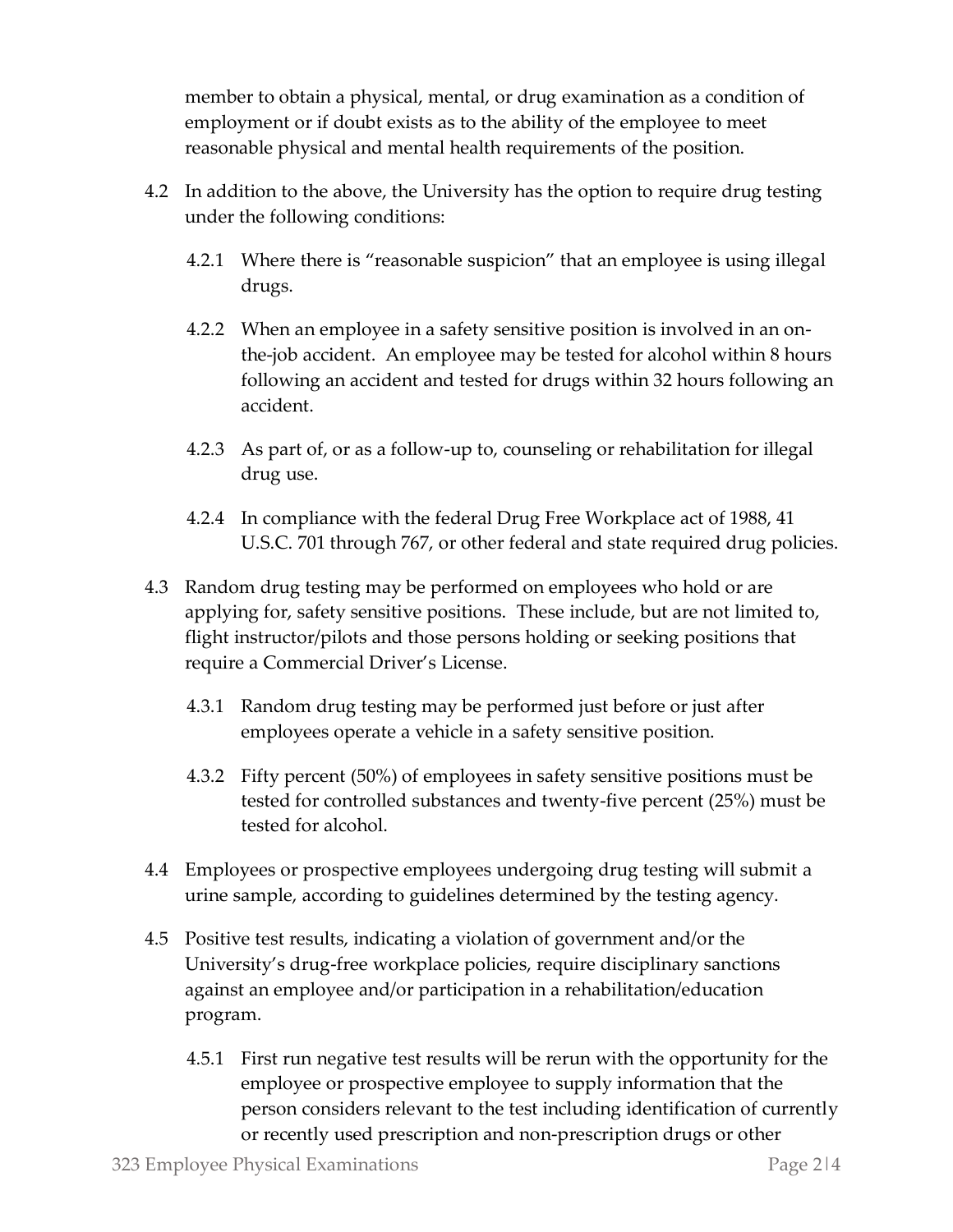member to obtain a physical, mental, or drug examination as a condition of employment or if doubt exists as to the ability of the employee to meet reasonable physical and mental health requirements of the position.

4.2 In addition to the above, the University has the option to require drug testing under the following conditions:

4.2.1 Where there is "reasonable suspicion" that an employee is using illegal drugs.

4.2.2 When an employee in a safety sensitive position is involved in an on-the-job accident. An employee may be tested for alcohol within 8 hours following an accident and tested for drugs within 32 hours following an accident.

4.2.3 As part of, or as a follow-up to, counseling or rehabilitation for illegal drug use.

4.2.4 In compliance with the federal Drug Free Workplace act of 1988, 41 U.S.C. 701 through 767, or other federal and state required drug policies.

4.3 Random drug testing may be performed on employees who hold or are applying for, safety sensitive positions. These include, but are not limited to, flight instructor/pilots and those persons holding or seeking positions that require a Commercial Driver's License.

4.3.1 Random drug testing may be performed just before or just after employees operate a vehicle in a safety sensitive position.

4.3.2 Fifty percent (50%) of employees in safety sensitive positions must be tested for controlled substances and twenty-five percent (25%) must be tested for alcohol.

4.4 Employees or prospective employees undergoing drug testing will submit a urine sample, according to guidelines determined by the testing agency.

4.5 Positive test results, indicating a violation of government and/or the University's drug-free workplace policies, require disciplinary sanctions against an employee and/or participation in a rehabilitation/education program.

4.5.1 First run negative test results will be rerun with the opportunity for the employee or prospective employee to supply information that the person considers relevant to the test including identification of currently or recently used prescription and non-prescription drugs or other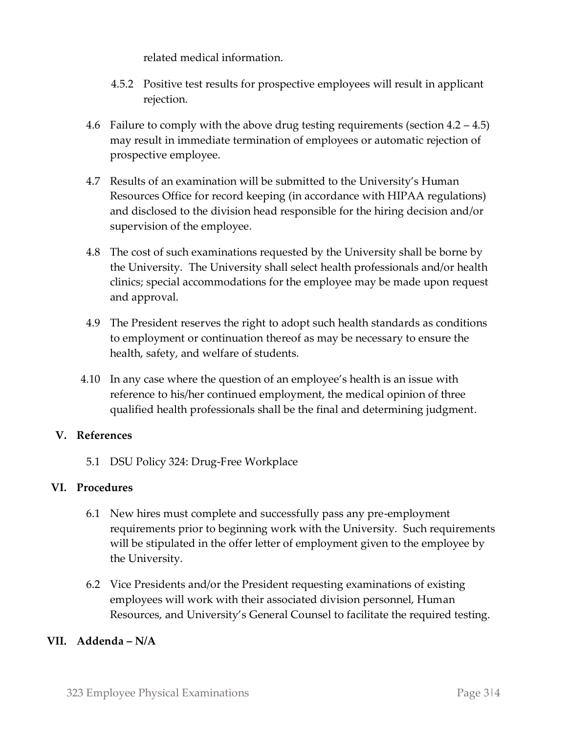related medical information.

4.5.2 Positive test results for prospective employees will result in applicant rejection.

4.6 Failure to comply with the above drug testing requirements (section 4.2 – 4.5) may result in immediate termination of employees or automatic rejection of prospective employee.

4.7 Results of an examination will be submitted to the University's Human Resources Office for record keeping (in accordance with HIPAA regulations) and disclosed to the division head responsible for the hiring decision and/or supervision of the employee.

4.8 The cost of such examinations requested by the University shall be borne by the University. The University shall select health professionals and/or health clinics; special accommodations for the employee may be made upon request and approval.

4.9 The President reserves the right to adopt such health standards as conditions to employment or continuation thereof as may be necessary to ensure the health, safety, and welfare of students.

4.10 In any case where the question of an employee's health is an issue with reference to his/her continued employment, the medical opinion of three qualified health professionals shall be the final and determining judgment.

## V. References

5.1 DSU Policy 324: Drug-Free Workplace

## VI. Procedures

6.1 New hires must complete and successfully pass any pre-employment requirements prior to beginning work with the University. Such requirements will be stipulated in the offer letter of employment given to the employee by the University.

6.2 Vice Presidents and/or the President requesting examinations of existing employees will work with their associated division personnel, Human Resources, and University's General Counsel to facilitate the required testing.

## VII. Addenda – N/A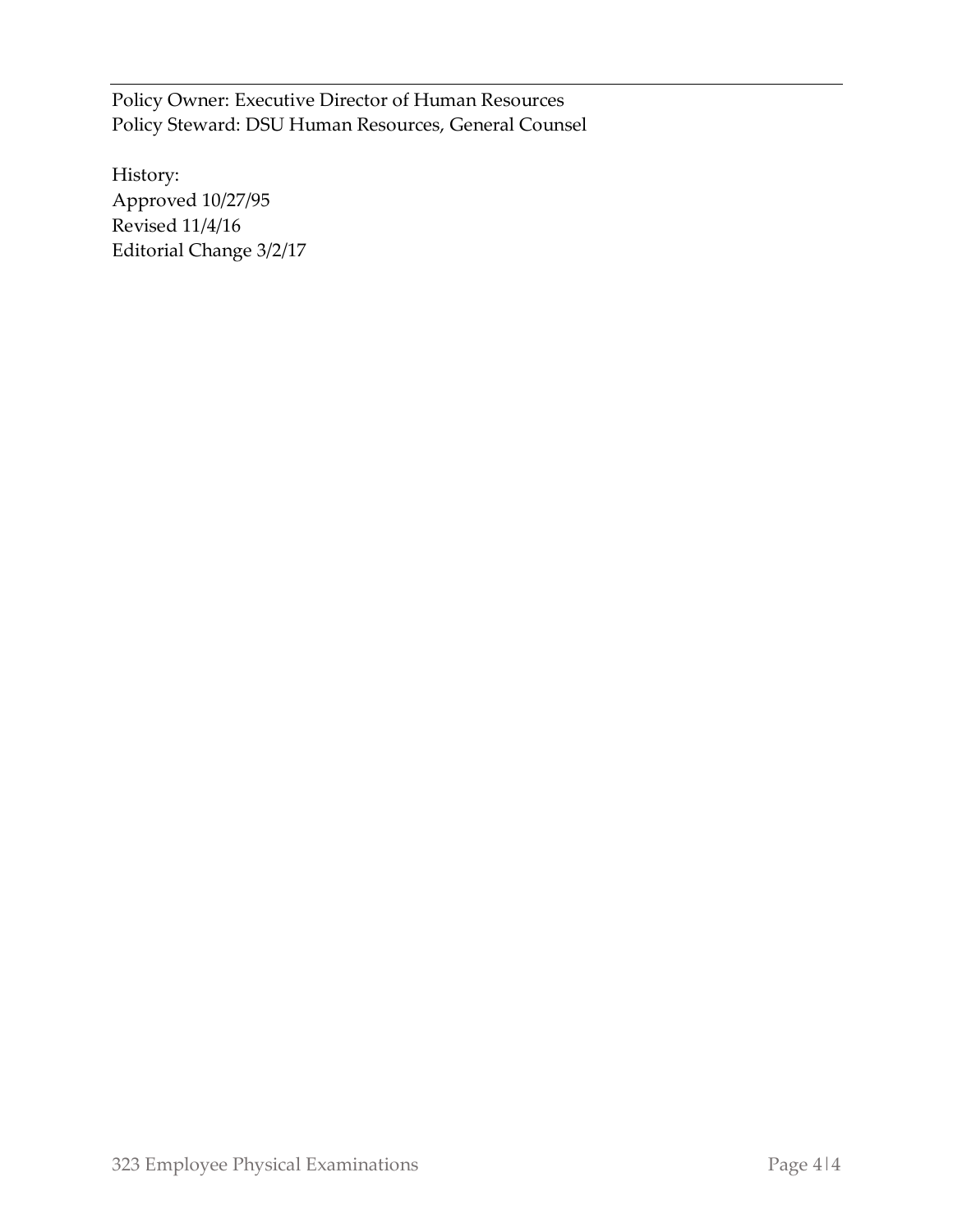Policy Owner: Executive Director of Human Resources
Policy Steward: DSU Human Resources, General Counsel

History:
Approved 10/27/95
Revised 11/4/16
Editorial Change 3/2/17